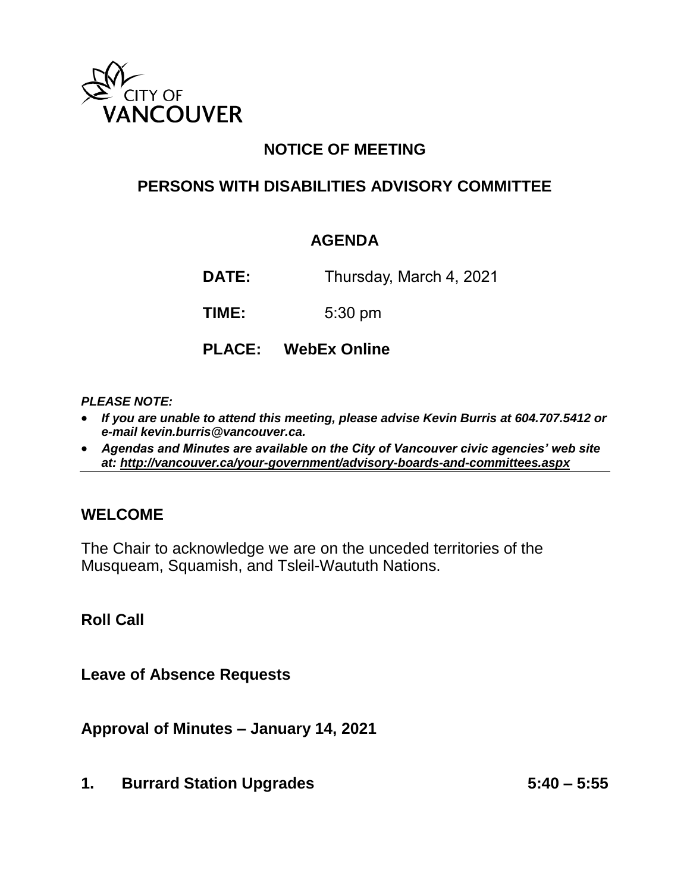CITY OF
VANCOUVER

# NOTICE OF MEETING

## PERSONS WITH DISABILITIES ADVISORY COMMITTEE

### AGENDA

**DATE:** Thursday, March 4, 2021

**TIME:** 5:30 pm

**PLACE:** **WebEx Online**

***PLEASE NOTE:***

- ***If you are unable to attend this meeting, please advise Kevin Burris at 604.707.5412 or e-mail kevin.burris@vancouver.ca.***
- ***Agendas and Minutes are available on the City of Vancouver civic agencies' web site at: http://vancouver.ca/your-government/advisory-boards-and-committees.aspx***

---

## WELCOME

The Chair to acknowledge we are on the unceded territories of the Musqueam, Squamish, and Tsleil-Waututh Nations.

**Roll Call**

**Leave of Absence Requests**

**Approval of Minutes – January 14, 2021**

**1. Burrard Station Upgrades 5:40 – 5:55**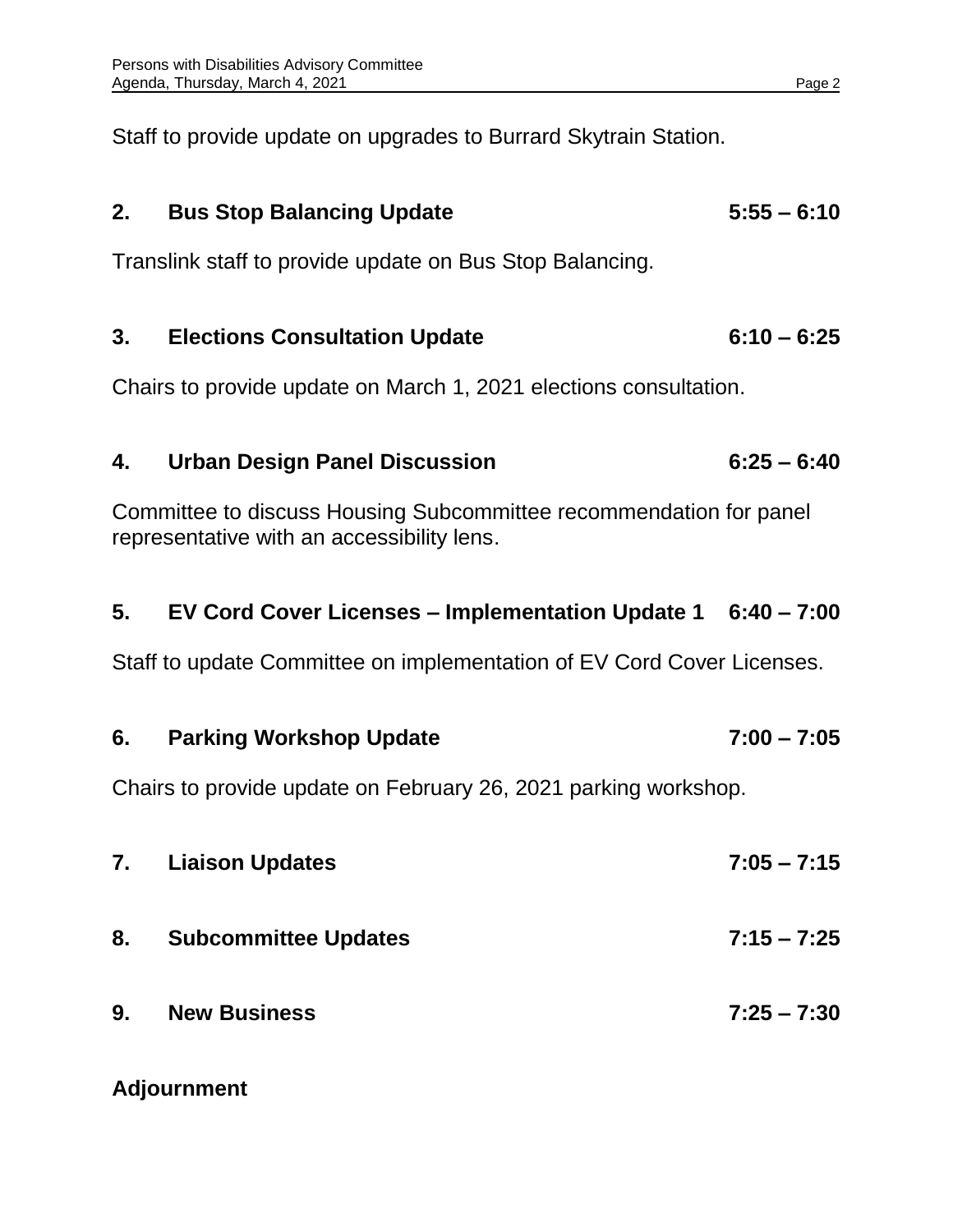Staff to provide update on upgrades to Burrard Skytrain Station.

## 2. Bus Stop Balancing Update 5:55 – 6:10

Translink staff to provide update on Bus Stop Balancing.

## 3. Elections Consultation Update 6:10 – 6:25

Chairs to provide update on March 1, 2021 elections consultation.

## 4. Urban Design Panel Discussion 6:25 – 6:40

Committee to discuss Housing Subcommittee recommendation for panel representative with an accessibility lens.

## 5. EV Cord Cover Licenses – Implementation Update 1 6:40 – 7:00

Staff to update Committee on implementation of EV Cord Cover Licenses.

## 6. Parking Workshop Update 7:00 – 7:05

Chairs to provide update on February 26, 2021 parking workshop.

## 7. Liaison Updates 7:05 – 7:15

## 8. Subcommittee Updates 7:15 – 7:25

## 9. New Business 7:25 – 7:30

## Adjournment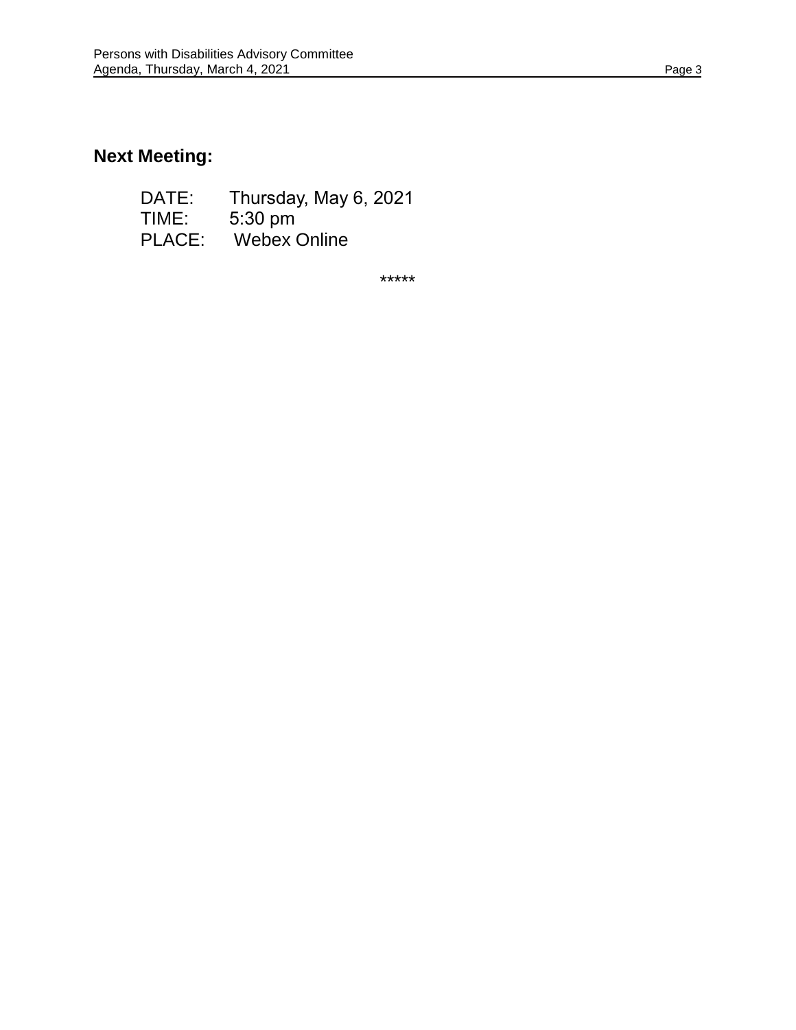## Next Meeting:

DATE: Thursday, May 6, 2021
TIME: 5:30 pm
PLACE: Webex Online

*****